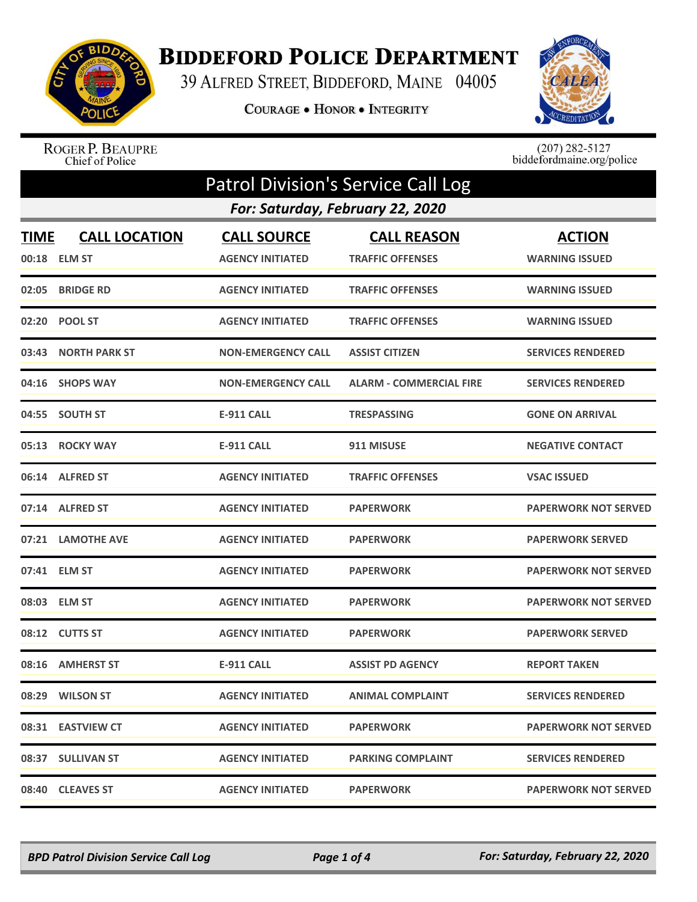# Biddeford Police Department

39 Alfred Street, Biddeford, Maine 04005

Courage • Honor • Integrity

Roger P. Beaupre
Chief of Police

(207) 282-5127
biddefordmaine.org/police

## Patrol Division's Service Call Log

### For: Saturday, February 22, 2020

| TIME | CALL LOCATION | CALL SOURCE | CALL REASON | ACTION |
|---|---|---|---|---|
| 00:18 | ELM ST | AGENCY INITIATED | TRAFFIC OFFENSES | WARNING ISSUED |
| 02:05 | BRIDGE RD | AGENCY INITIATED | TRAFFIC OFFENSES | WARNING ISSUED |
| 02:20 | POOL ST | AGENCY INITIATED | TRAFFIC OFFENSES | WARNING ISSUED |
| 03:43 | NORTH PARK ST | NON-EMERGENCY CALL | ASSIST CITIZEN | SERVICES RENDERED |
| 04:16 | SHOPS WAY | NON-EMERGENCY CALL | ALARM - COMMERCIAL FIRE | SERVICES RENDERED |
| 04:55 | SOUTH ST | E-911 CALL | TRESPASSING | GONE ON ARRIVAL |
| 05:13 | ROCKY WAY | E-911 CALL | 911 MISUSE | NEGATIVE CONTACT |
| 06:14 | ALFRED ST | AGENCY INITIATED | TRAFFIC OFFENSES | VSAC ISSUED |
| 07:14 | ALFRED ST | AGENCY INITIATED | PAPERWORK | PAPERWORK NOT SERVED |
| 07:21 | LAMOTHE AVE | AGENCY INITIATED | PAPERWORK | PAPERWORK SERVED |
| 07:41 | ELM ST | AGENCY INITIATED | PAPERWORK | PAPERWORK NOT SERVED |
| 08:03 | ELM ST | AGENCY INITIATED | PAPERWORK | PAPERWORK NOT SERVED |
| 08:12 | CUTTS ST | AGENCY INITIATED | PAPERWORK | PAPERWORK SERVED |
| 08:16 | AMHERST ST | E-911 CALL | ASSIST PD AGENCY | REPORT TAKEN |
| 08:29 | WILSON ST | AGENCY INITIATED | ANIMAL COMPLAINT | SERVICES RENDERED |
| 08:31 | EASTVIEW CT | AGENCY INITIATED | PAPERWORK | PAPERWORK NOT SERVED |
| 08:37 | SULLIVAN ST | AGENCY INITIATED | PARKING COMPLAINT | SERVICES RENDERED |
| 08:40 | CLEAVES ST | AGENCY INITIATED | PAPERWORK | PAPERWORK NOT SERVED |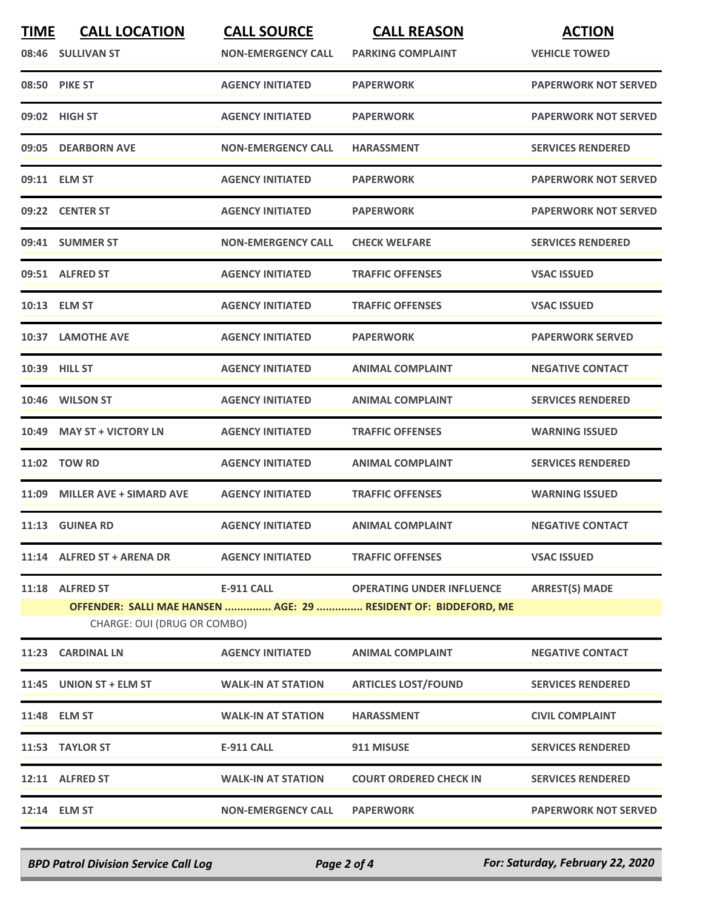| TIME | CALL LOCATION | CALL SOURCE | CALL REASON | ACTION |
|---|---|---|---|---|
| 08:46 | SULLIVAN ST | NON-EMERGENCY CALL | PARKING COMPLAINT | VEHICLE TOWED |
| 08:50 | PIKE ST | AGENCY INITIATED | PAPERWORK | PAPERWORK NOT SERVED |
| 09:02 | HIGH ST | AGENCY INITIATED | PAPERWORK | PAPERWORK NOT SERVED |
| 09:05 | DEARBORN AVE | NON-EMERGENCY CALL | HARASSMENT | SERVICES RENDERED |
| 09:11 | ELM ST | AGENCY INITIATED | PAPERWORK | PAPERWORK NOT SERVED |
| 09:22 | CENTER ST | AGENCY INITIATED | PAPERWORK | PAPERWORK NOT SERVED |
| 09:41 | SUMMER ST | NON-EMERGENCY CALL | CHECK WELFARE | SERVICES RENDERED |
| 09:51 | ALFRED ST | AGENCY INITIATED | TRAFFIC OFFENSES | VSAC ISSUED |
| 10:13 | ELM ST | AGENCY INITIATED | TRAFFIC OFFENSES | VSAC ISSUED |
| 10:37 | LAMOTHE AVE | AGENCY INITIATED | PAPERWORK | PAPERWORK SERVED |
| 10:39 | HILL ST | AGENCY INITIATED | ANIMAL COMPLAINT | NEGATIVE CONTACT |
| 10:46 | WILSON ST | AGENCY INITIATED | ANIMAL COMPLAINT | SERVICES RENDERED |
| 10:49 | MAY ST + VICTORY LN | AGENCY INITIATED | TRAFFIC OFFENSES | WARNING ISSUED |
| 11:02 | TOW RD | AGENCY INITIATED | ANIMAL COMPLAINT | SERVICES RENDERED |
| 11:09 | MILLER AVE + SIMARD AVE | AGENCY INITIATED | TRAFFIC OFFENSES | WARNING ISSUED |
| 11:13 | GUINEA RD | AGENCY INITIATED | ANIMAL COMPLAINT | NEGATIVE CONTACT |
| 11:14 | ALFRED ST + ARENA DR | AGENCY INITIATED | TRAFFIC OFFENSES | VSAC ISSUED |
| 11:18 | ALFRED ST | E-911 CALL | OPERATING UNDER INFLUENCE | ARREST(S) MADE |
| | OFFENDER: SALLI MAE HANSEN ............... AGE: 29 ............... RESIDENT OF: BIDDEFORD, ME | | | |
| | CHARGE: OUI (DRUG OR COMBO) | | | |
| 11:23 | CARDINAL LN | AGENCY INITIATED | ANIMAL COMPLAINT | NEGATIVE CONTACT |
| 11:45 | UNION ST + ELM ST | WALK-IN AT STATION | ARTICLES LOST/FOUND | SERVICES RENDERED |
| 11:48 | ELM ST | WALK-IN AT STATION | HARASSMENT | CIVIL COMPLAINT |
| 11:53 | TAYLOR ST | E-911 CALL | 911 MISUSE | SERVICES RENDERED |
| 12:11 | ALFRED ST | WALK-IN AT STATION | COURT ORDERED CHECK IN | SERVICES RENDERED |
| 12:14 | ELM ST | NON-EMERGENCY CALL | PAPERWORK | PAPERWORK NOT SERVED |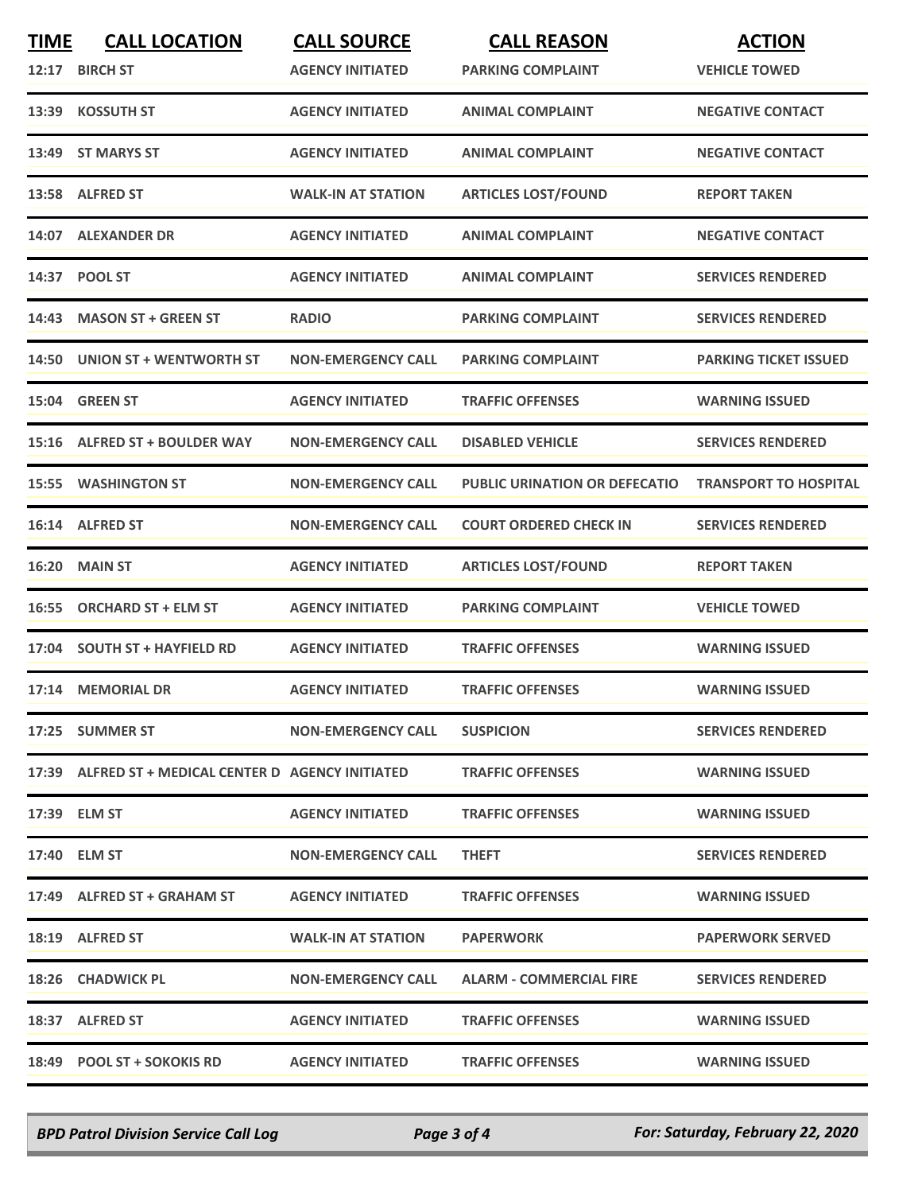| TIME | CALL LOCATION | CALL SOURCE | CALL REASON | ACTION |
| --- | --- | --- | --- | --- |
| 12:17 | BIRCH ST | AGENCY INITIATED | PARKING COMPLAINT | VEHICLE TOWED |
| 13:39 | KOSSUTH ST | AGENCY INITIATED | ANIMAL COMPLAINT | NEGATIVE CONTACT |
| 13:49 | ST MARYS ST | AGENCY INITIATED | ANIMAL COMPLAINT | NEGATIVE CONTACT |
| 13:58 | ALFRED ST | WALK-IN AT STATION | ARTICLES LOST/FOUND | REPORT TAKEN |
| 14:07 | ALEXANDER DR | AGENCY INITIATED | ANIMAL COMPLAINT | NEGATIVE CONTACT |
| 14:37 | POOL ST | AGENCY INITIATED | ANIMAL COMPLAINT | SERVICES RENDERED |
| 14:43 | MASON ST + GREEN ST | RADIO | PARKING COMPLAINT | SERVICES RENDERED |
| 14:50 | UNION ST + WENTWORTH ST | NON-EMERGENCY CALL | PARKING COMPLAINT | PARKING TICKET ISSUED |
| 15:04 | GREEN ST | AGENCY INITIATED | TRAFFIC OFFENSES | WARNING ISSUED |
| 15:16 | ALFRED ST + BOULDER WAY | NON-EMERGENCY CALL | DISABLED VEHICLE | SERVICES RENDERED |
| 15:55 | WASHINGTON ST | NON-EMERGENCY CALL | PUBLIC URINATION OR DEFECATIO | TRANSPORT TO HOSPITAL |
| 16:14 | ALFRED ST | NON-EMERGENCY CALL | COURT ORDERED CHECK IN | SERVICES RENDERED |
| 16:20 | MAIN ST | AGENCY INITIATED | ARTICLES LOST/FOUND | REPORT TAKEN |
| 16:55 | ORCHARD ST + ELM ST | AGENCY INITIATED | PARKING COMPLAINT | VEHICLE TOWED |
| 17:04 | SOUTH ST + HAYFIELD RD | AGENCY INITIATED | TRAFFIC OFFENSES | WARNING ISSUED |
| 17:14 | MEMORIAL DR | AGENCY INITIATED | TRAFFIC OFFENSES | WARNING ISSUED |
| 17:25 | SUMMER ST | NON-EMERGENCY CALL | SUSPICION | SERVICES RENDERED |
| 17:39 | ALFRED ST + MEDICAL CENTER D | AGENCY INITIATED | TRAFFIC OFFENSES | WARNING ISSUED |
| 17:39 | ELM ST | AGENCY INITIATED | TRAFFIC OFFENSES | WARNING ISSUED |
| 17:40 | ELM ST | NON-EMERGENCY CALL | THEFT | SERVICES RENDERED |
| 17:49 | ALFRED ST + GRAHAM ST | AGENCY INITIATED | TRAFFIC OFFENSES | WARNING ISSUED |
| 18:19 | ALFRED ST | WALK-IN AT STATION | PAPERWORK | PAPERWORK SERVED |
| 18:26 | CHADWICK PL | NON-EMERGENCY CALL | ALARM - COMMERCIAL FIRE | SERVICES RENDERED |
| 18:37 | ALFRED ST | AGENCY INITIATED | TRAFFIC OFFENSES | WARNING ISSUED |
| 18:49 | POOL ST + SOKOKIS RD | AGENCY INITIATED | TRAFFIC OFFENSES | WARNING ISSUED |

*BPD Patrol Division Service Call Log* — *For: Saturday, February 22, 2020*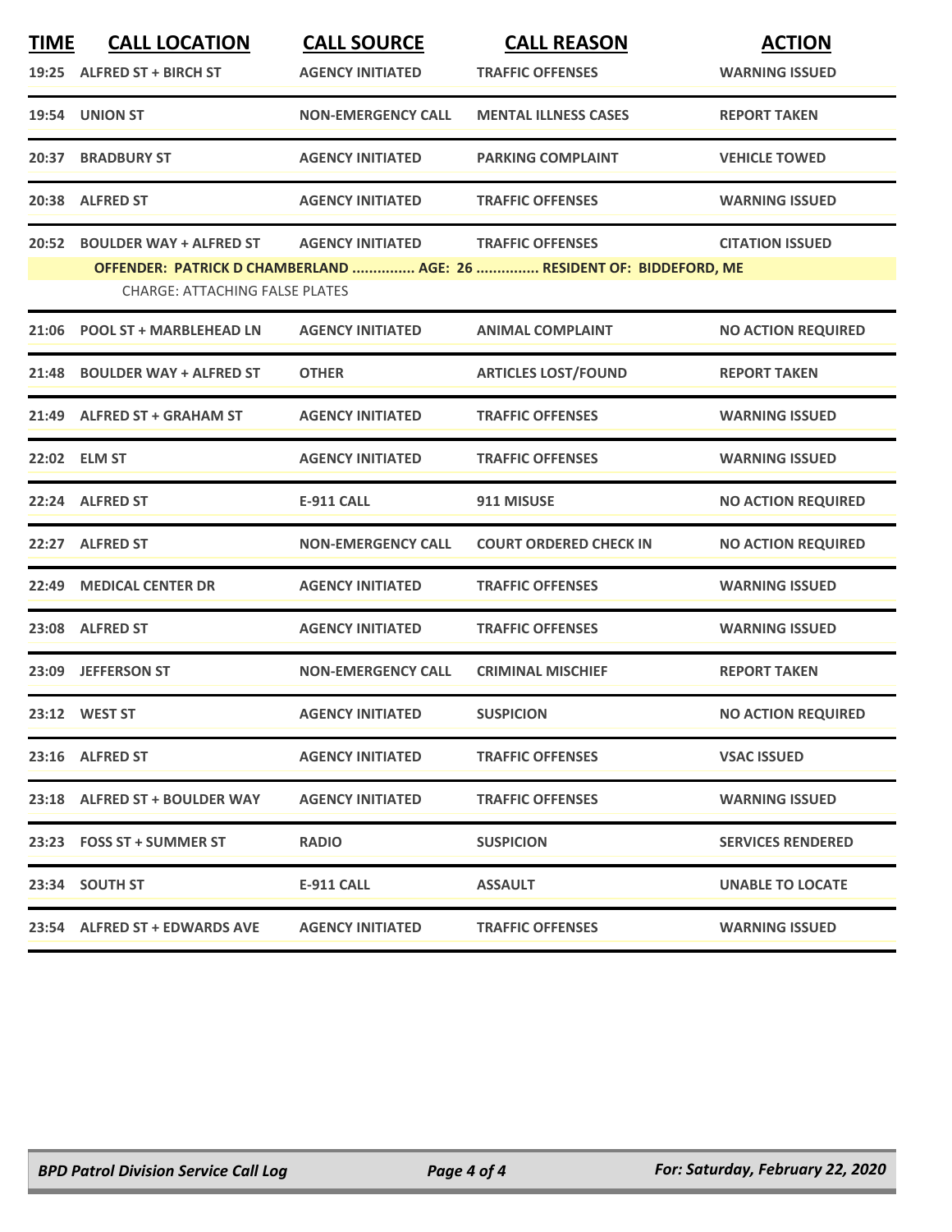| TIME | CALL LOCATION | CALL SOURCE | CALL REASON | ACTION |
| --- | --- | --- | --- | --- |
| 19:25 | ALFRED ST + BIRCH ST | AGENCY INITIATED | TRAFFIC OFFENSES | WARNING ISSUED |
| 19:54 | UNION ST | NON-EMERGENCY CALL | MENTAL ILLNESS CASES | REPORT TAKEN |
| 20:37 | BRADBURY ST | AGENCY INITIATED | PARKING COMPLAINT | VEHICLE TOWED |
| 20:38 | ALFRED ST | AGENCY INITIATED | TRAFFIC OFFENSES | WARNING ISSUED |
| 20:52 | BOULDER WAY + ALFRED ST | AGENCY INITIATED | TRAFFIC OFFENSES | CITATION ISSUED |
| | OFFENDER: PATRICK D CHAMBERLAND ............... AGE: 26 ............... RESIDENT OF: BIDDEFORD, ME | | | |
| | CHARGE: ATTACHING FALSE PLATES | | | |
| 21:06 | POOL ST + MARBLEHEAD LN | AGENCY INITIATED | ANIMAL COMPLAINT | NO ACTION REQUIRED |
| 21:48 | BOULDER WAY + ALFRED ST | OTHER | ARTICLES LOST/FOUND | REPORT TAKEN |
| 21:49 | ALFRED ST + GRAHAM ST | AGENCY INITIATED | TRAFFIC OFFENSES | WARNING ISSUED |
| 22:02 | ELM ST | AGENCY INITIATED | TRAFFIC OFFENSES | WARNING ISSUED |
| 22:24 | ALFRED ST | E-911 CALL | 911 MISUSE | NO ACTION REQUIRED |
| 22:27 | ALFRED ST | NON-EMERGENCY CALL | COURT ORDERED CHECK IN | NO ACTION REQUIRED |
| 22:49 | MEDICAL CENTER DR | AGENCY INITIATED | TRAFFIC OFFENSES | WARNING ISSUED |
| 23:08 | ALFRED ST | AGENCY INITIATED | TRAFFIC OFFENSES | WARNING ISSUED |
| 23:09 | JEFFERSON ST | NON-EMERGENCY CALL | CRIMINAL MISCHIEF | REPORT TAKEN |
| 23:12 | WEST ST | AGENCY INITIATED | SUSPICION | NO ACTION REQUIRED |
| 23:16 | ALFRED ST | AGENCY INITIATED | TRAFFIC OFFENSES | VSAC ISSUED |
| 23:18 | ALFRED ST + BOULDER WAY | AGENCY INITIATED | TRAFFIC OFFENSES | WARNING ISSUED |
| 23:23 | FOSS ST + SUMMER ST | RADIO | SUSPICION | SERVICES RENDERED |
| 23:34 | SOUTH ST | E-911 CALL | ASSAULT | UNABLE TO LOCATE |
| 23:54 | ALFRED ST + EDWARDS AVE | AGENCY INITIATED | TRAFFIC OFFENSES | WARNING ISSUED |

*BPD Patrol Division Service Call Log* — *For: Saturday, February 22, 2020*